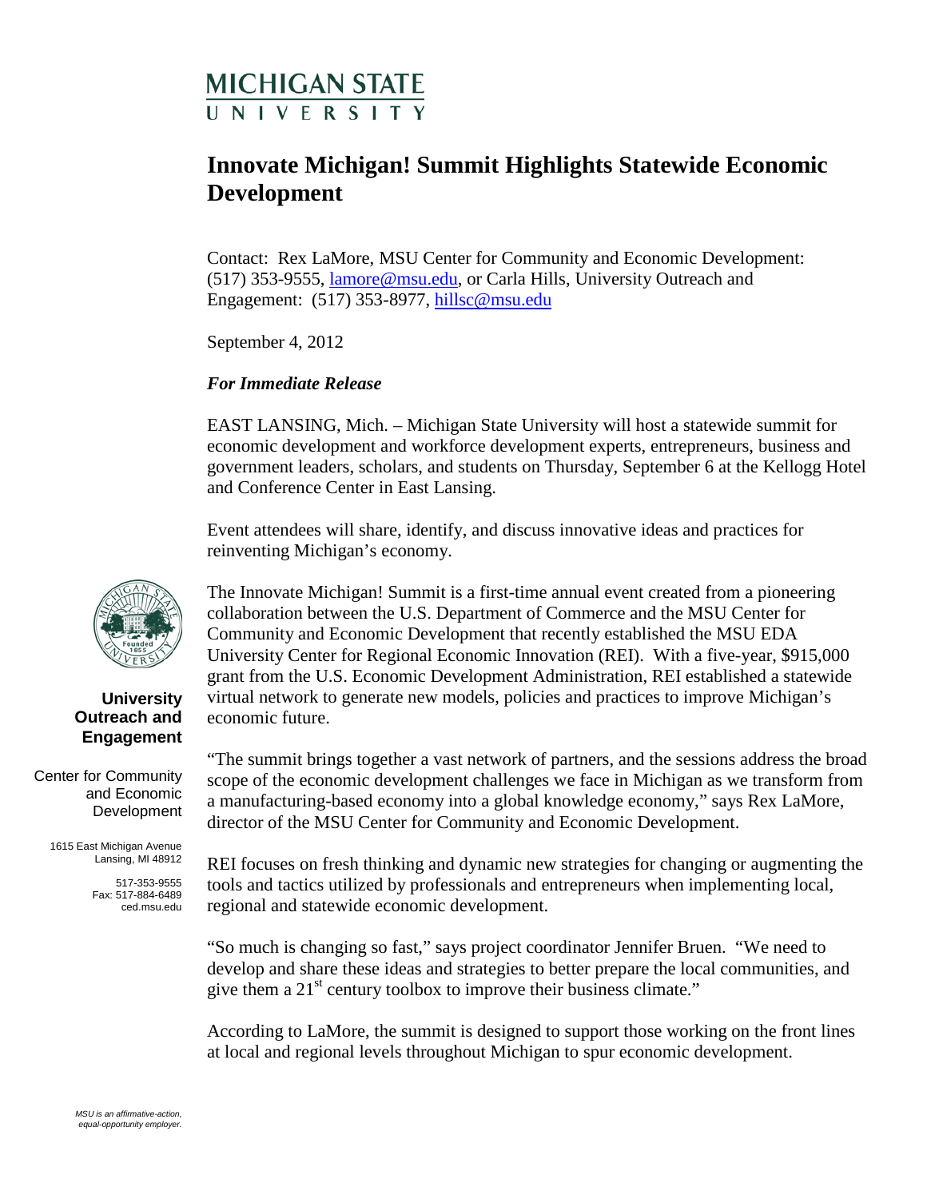# MICHIGAN STATE UNIVERSITY

## Innovate Michigan! Summit Highlights Statewide Economic Development

Contact: Rex LaMore, MSU Center for Community and Economic Development: (517) 353-9555, lamore@msu.edu, or Carla Hills, University Outreach and Engagement: (517) 353-8977, hillsc@msu.edu

September 4, 2012

***For Immediate Release***

EAST LANSING, Mich. – Michigan State University will host a statewide summit for economic development and workforce development experts, entrepreneurs, business and government leaders, scholars, and students on Thursday, September 6 at the Kellogg Hotel and Conference Center in East Lansing.

Event attendees will share, identify, and discuss innovative ideas and practices for reinventing Michigan's economy.

The Innovate Michigan! Summit is a first-time annual event created from a pioneering collaboration between the U.S. Department of Commerce and the MSU Center for Community and Economic Development that recently established the MSU EDA University Center for Regional Economic Innovation (REI). With a five-year, $915,000 grant from the U.S. Economic Development Administration, REI established a statewide virtual network to generate new models, policies and practices to improve Michigan's economic future.

"The summit brings together a vast network of partners, and the sessions address the broad scope of the economic development challenges we face in Michigan as we transform from a manufacturing-based economy into a global knowledge economy," says Rex LaMore, director of the MSU Center for Community and Economic Development.

REI focuses on fresh thinking and dynamic new strategies for changing or augmenting the tools and tactics utilized by professionals and entrepreneurs when implementing local, regional and statewide economic development.

"So much is changing so fast," says project coordinator Jennifer Bruen. "We need to develop and share these ideas and strategies to better prepare the local communities, and give them a 21st century toolbox to improve their business climate."

According to LaMore, the summit is designed to support those working on the front lines at local and regional levels throughout Michigan to spur economic development.

**University Outreach and Engagement**

Center for Community and Economic Development

1615 East Michigan Avenue
Lansing, MI 48912

517-353-9555
Fax: 517-884-6489
ced.msu.edu

*MSU is an affirmative-action, equal-opportunity employer.*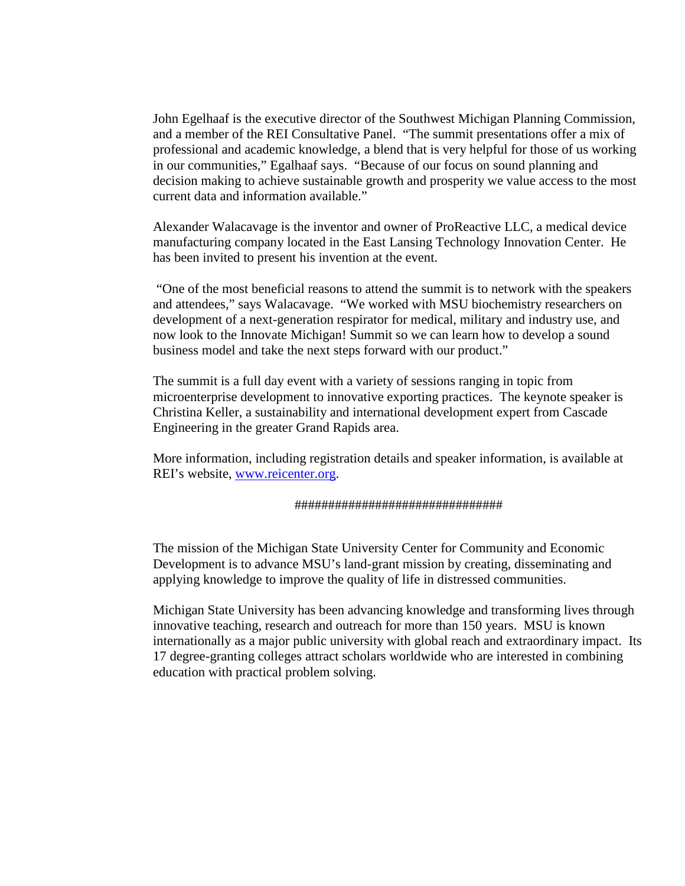John Egelhaaf is the executive director of the Southwest Michigan Planning Commission, and a member of the REI Consultative Panel. "The summit presentations offer a mix of professional and academic knowledge, a blend that is very helpful for those of us working in our communities," Egalhaaf says. "Because of our focus on sound planning and decision making to achieve sustainable growth and prosperity we value access to the most current data and information available."

Alexander Walacavage is the inventor and owner of ProReactive LLC, a medical device manufacturing company located in the East Lansing Technology Innovation Center. He has been invited to present his invention at the event.

"One of the most beneficial reasons to attend the summit is to network with the speakers and attendees," says Walacavage. "We worked with MSU biochemistry researchers on development of a next-generation respirator for medical, military and industry use, and now look to the Innovate Michigan! Summit so we can learn how to develop a sound business model and take the next steps forward with our product."

The summit is a full day event with a variety of sessions ranging in topic from microenterprise development to innovative exporting practices. The keynote speaker is Christina Keller, a sustainability and international development expert from Cascade Engineering in the greater Grand Rapids area.

More information, including registration details and speaker information, is available at REI's website, [www.reicenter.org](http://www.reicenter.org).

##############################

The mission of the Michigan State University Center for Community and Economic Development is to advance MSU's land-grant mission by creating, disseminating and applying knowledge to improve the quality of life in distressed communities.

Michigan State University has been advancing knowledge and transforming lives through innovative teaching, research and outreach for more than 150 years. MSU is known internationally as a major public university with global reach and extraordinary impact. Its 17 degree-granting colleges attract scholars worldwide who are interested in combining education with practical problem solving.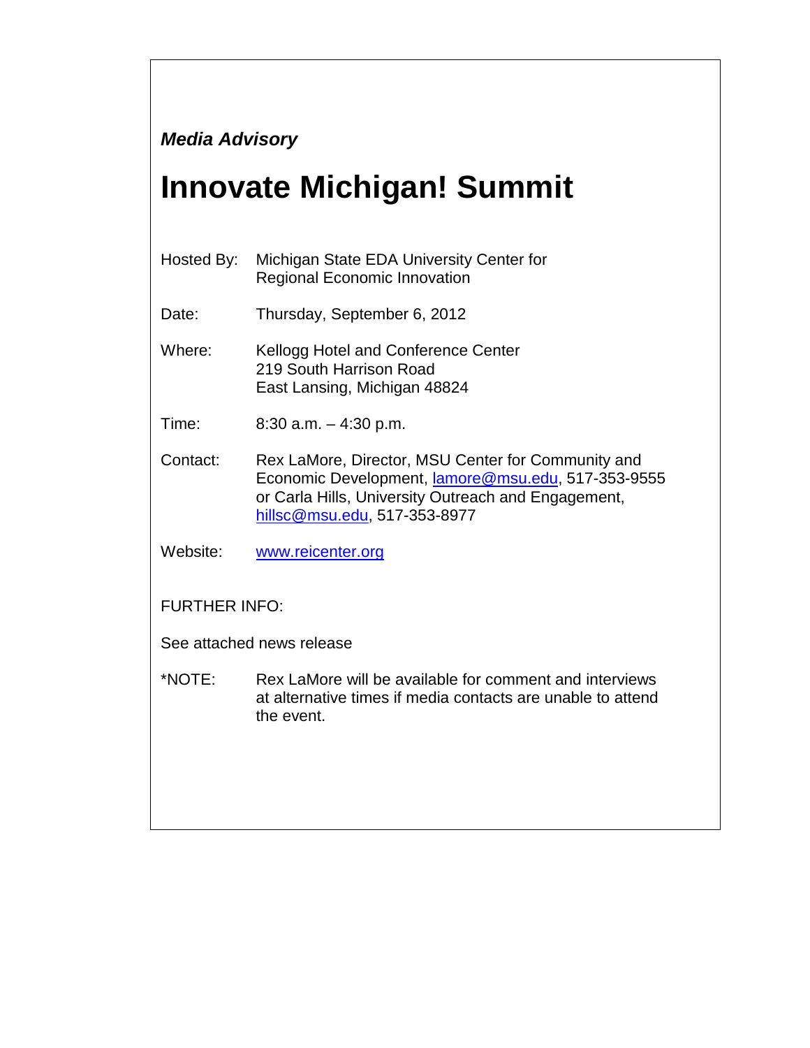***Media Advisory***

# Innovate Michigan! Summit

| | |
|---|---|
| Hosted By: | Michigan State EDA University Center for Regional Economic Innovation |
| Date: | Thursday, September 6, 2012 |
| Where: | Kellogg Hotel and Conference Center<br>219 South Harrison Road<br>East Lansing, Michigan 48824 |
| Time: | 8:30 a.m. – 4:30 p.m. |
| Contact: | Rex LaMore, Director, MSU Center for Community and Economic Development, lamore@msu.edu, 517-353-9555 or Carla Hills, University Outreach and Engagement, hillsc@msu.edu, 517-353-8977 |
| Website: | www.reicenter.org |

FURTHER INFO:

See attached news release

*NOTE: Rex LaMore will be available for comment and interviews at alternative times if media contacts are unable to attend the event.